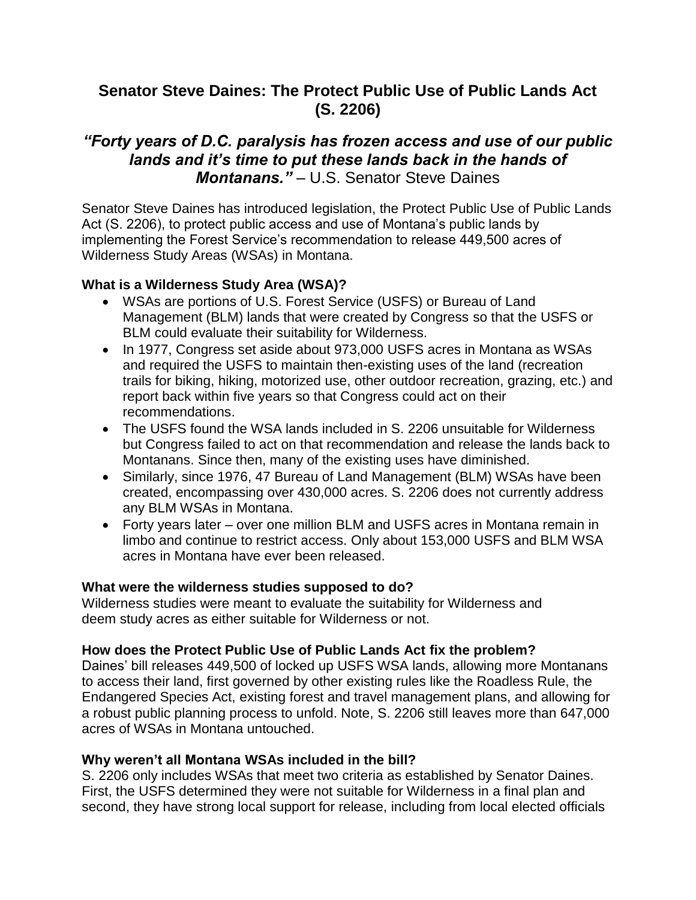# Senator Steve Daines: The Protect Public Use of Public Lands Act (S. 2206)

## *"Forty years of D.C. paralysis has frozen access and use of our public lands and it's time to put these lands back in the hands of Montanans."* – U.S. Senator Steve Daines

Senator Steve Daines has introduced legislation, the Protect Public Use of Public Lands Act (S. 2206), to protect public access and use of Montana's public lands by implementing the Forest Service's recommendation to release 449,500 acres of Wilderness Study Areas (WSAs) in Montana.

### What is a Wilderness Study Area (WSA)?

- WSAs are portions of U.S. Forest Service (USFS) or Bureau of Land Management (BLM) lands that were created by Congress so that the USFS or BLM could evaluate their suitability for Wilderness.
- In 1977, Congress set aside about 973,000 USFS acres in Montana as WSAs and required the USFS to maintain then-existing uses of the land (recreation trails for biking, hiking, motorized use, other outdoor recreation, grazing, etc.) and report back within five years so that Congress could act on their recommendations.
- The USFS found the WSA lands included in S. 2206 unsuitable for Wilderness but Congress failed to act on that recommendation and release the lands back to Montanans. Since then, many of the existing uses have diminished.
- Similarly, since 1976, 47 Bureau of Land Management (BLM) WSAs have been created, encompassing over 430,000 acres. S. 2206 does not currently address any BLM WSAs in Montana.
- Forty years later – over one million BLM and USFS acres in Montana remain in limbo and continue to restrict access. Only about 153,000 USFS and BLM WSA acres in Montana have ever been released.

### What were the wilderness studies supposed to do?

Wilderness studies were meant to evaluate the suitability for Wilderness and deem study acres as either suitable for Wilderness or not.

### How does the Protect Public Use of Public Lands Act fix the problem?

Daines' bill releases 449,500 of locked up USFS WSA lands, allowing more Montanans to access their land, first governed by other existing rules like the Roadless Rule, the Endangered Species Act, existing forest and travel management plans, and allowing for a robust public planning process to unfold. Note, S. 2206 still leaves more than 647,000 acres of WSAs in Montana untouched.

### Why weren't all Montana WSAs included in the bill?

S. 2206 only includes WSAs that meet two criteria as established by Senator Daines. First, the USFS determined they were not suitable for Wilderness in a final plan and second, they have strong local support for release, including from local elected officials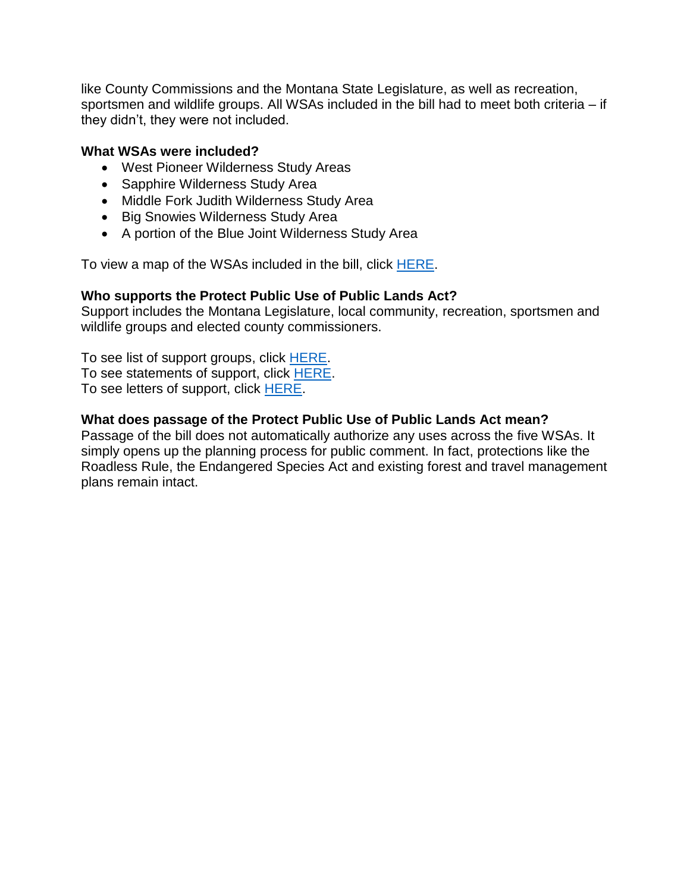like County Commissions and the Montana State Legislature, as well as recreation, sportsmen and wildlife groups. All WSAs included in the bill had to meet both criteria – if they didn't, they were not included.

**What WSAs were included?**

- West Pioneer Wilderness Study Areas
- Sapphire Wilderness Study Area
- Middle Fork Judith Wilderness Study Area
- Big Snowies Wilderness Study Area
- A portion of the Blue Joint Wilderness Study Area

To view a map of the WSAs included in the bill, click HERE.

**Who supports the Protect Public Use of Public Lands Act?**

Support includes the Montana Legislature, local community, recreation, sportsmen and wildlife groups and elected county commissioners.

To see list of support groups, click HERE.
To see statements of support, click HERE.
To see letters of support, click HERE.

**What does passage of the Protect Public Use of Public Lands Act mean?**

Passage of the bill does not automatically authorize any uses across the five WSAs. It simply opens up the planning process for public comment. In fact, protections like the Roadless Rule, the Endangered Species Act and existing forest and travel management plans remain intact.